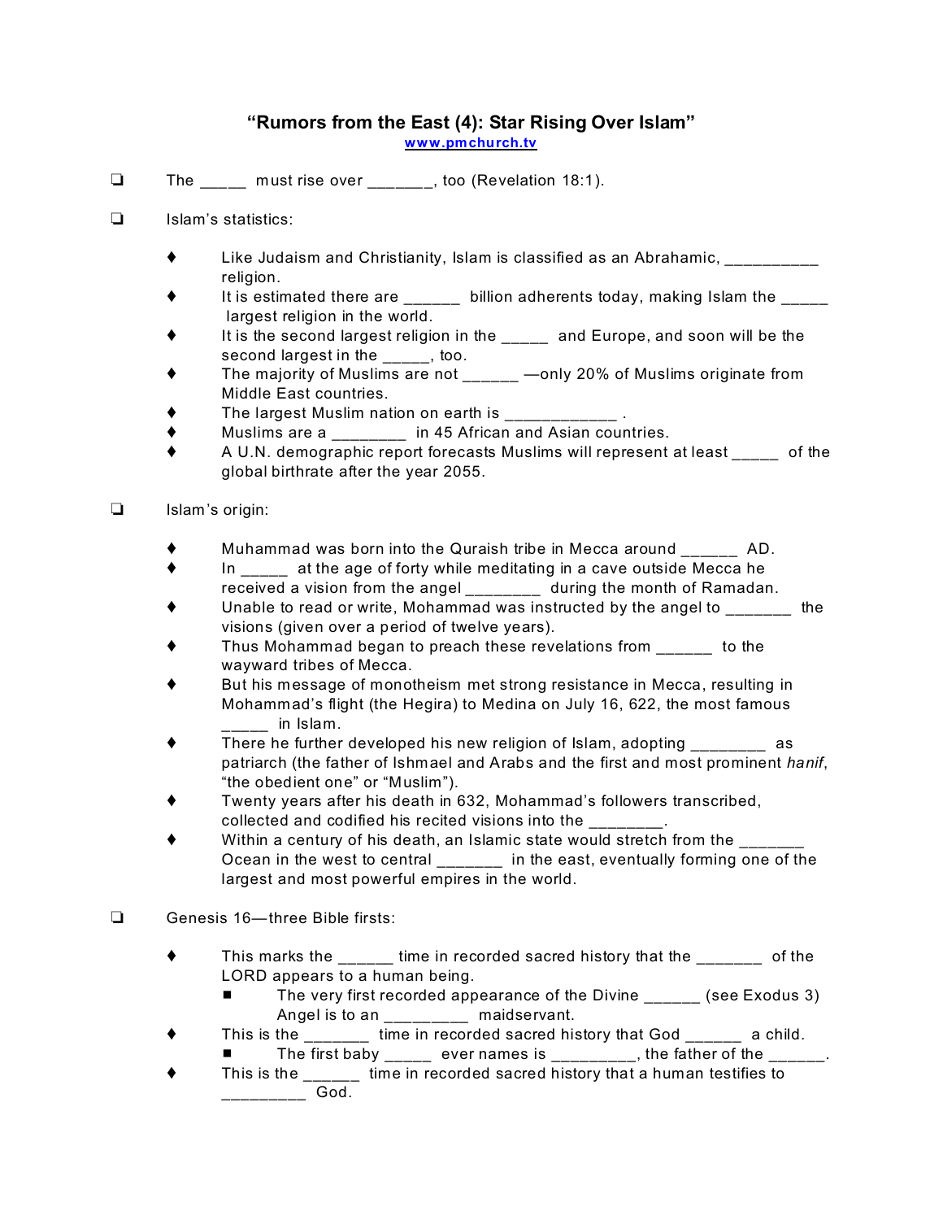# "Rumors from the East (4): Star Rising Over Islam"

www.pmchurch.tv

- The _____ must rise over _______, too (Revelation 18:1).

- Islam's statistics:

  - Like Judaism and Christianity, Islam is classified as an Abrahamic, __________ religion.
  - It is estimated there are ______ billion adherents today, making Islam the _____ largest religion in the world.
  - It is the second largest religion in the _____ and Europe, and soon will be the second largest in the _____, too.
  - The majority of Muslims are not ______ —only 20% of Muslims originate from Middle East countries.
  - The largest Muslim nation on earth is ____________ .
  - Muslims are a ________ in 45 African and Asian countries.
  - A U.N. demographic report forecasts Muslims will represent at least _____ of the global birthrate after the year 2055.

- Islam's origin:

  - Muhammad was born into the Quraish tribe in Mecca around ______ AD.
  - In _____ at the age of forty while meditating in a cave outside Mecca he received a vision from the angel ________ during the month of Ramadan.
  - Unable to read or write, Mohammad was instructed by the angel to _______ the visions (given over a period of twelve years).
  - Thus Mohammad began to preach these revelations from ______ to the wayward tribes of Mecca.
  - But his message of monotheism met strong resistance in Mecca, resulting in Mohammad's flight (the Hegira) to Medina on July 16, 622, the most famous _____ in Islam.
  - There he further developed his new religion of Islam, adopting ________ as patriarch (the father of Ishmael and Arabs and the first and most prominent *hanif*, "the obedient one" or "Muslim").
  - Twenty years after his death in 632, Mohammad's followers transcribed, collected and codified his recited visions into the ________.
  - Within a century of his death, an Islamic state would stretch from the _______ Ocean in the west to central _______ in the east, eventually forming one of the largest and most powerful empires in the world.

- Genesis 16—three Bible firsts:

  - This marks the ______ time in recorded sacred history that the _______ of the LORD appears to a human being.
    - The very first recorded appearance of the Divine ______ (see Exodus 3) Angel is to an _________ maidservant.
  - This is the _______ time in recorded sacred history that God ______ a child.
    - The first baby _____ ever names is _________, the father of the ______.
  - This is the ______ time in recorded sacred history that a human testifies to _________ God.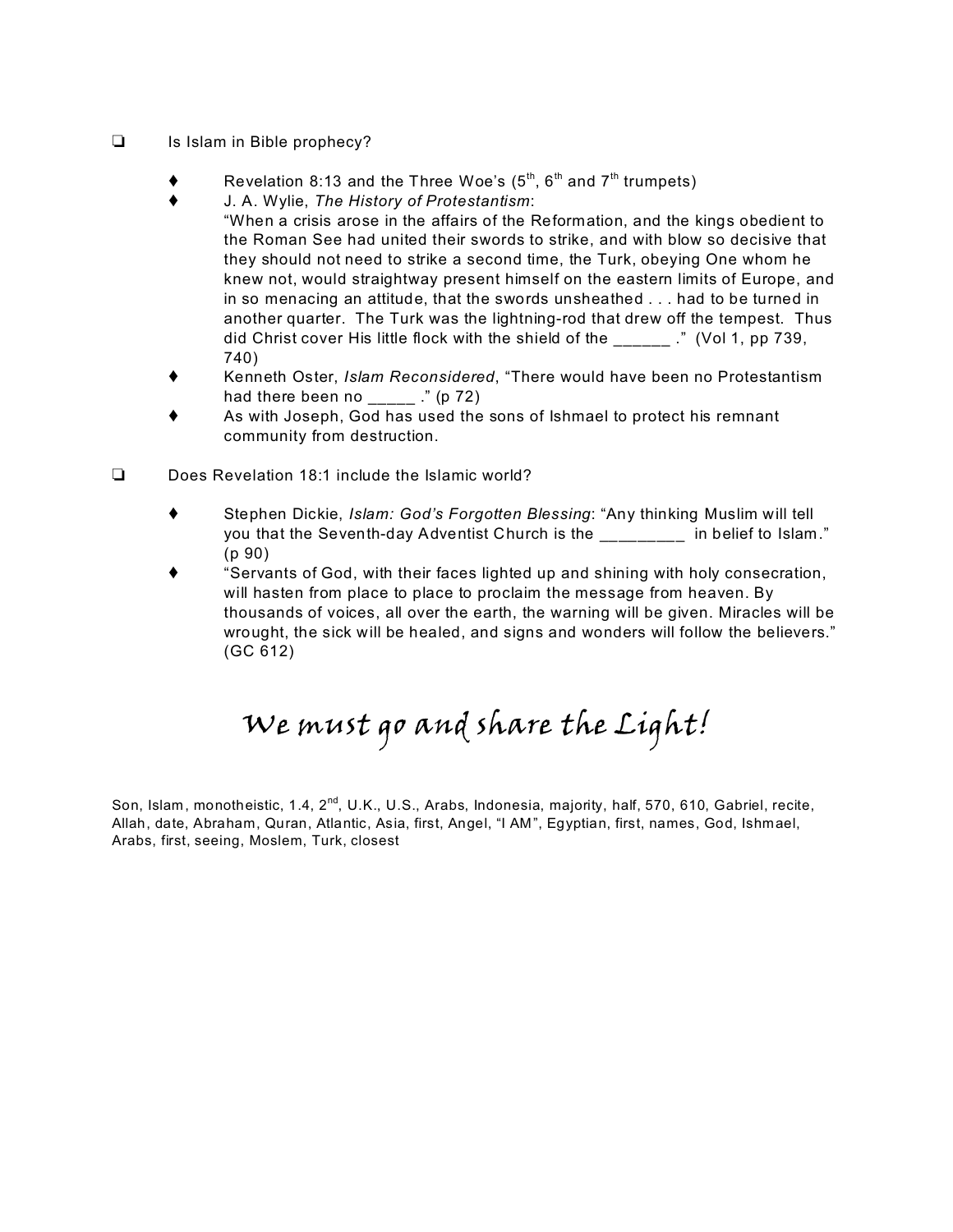- ❏ Is Islam in Bible prophecy?

  - ♦ Revelation 8:13 and the Three Woe's (5th, 6th and 7th trumpets)
  - ♦ J. A. Wylie, *The History of Protestantism*:
    "When a crisis arose in the affairs of the Reformation, and the kings obedient to the Roman See had united their swords to strike, and with blow so decisive that they should not need to strike a second time, the Turk, obeying One whom he knew not, would straightway present himself on the eastern limits of Europe, and in so menacing an attitude, that the swords unsheathed . . . had to be turned in another quarter. The Turk was the lightning-rod that drew off the tempest. Thus did Christ cover His little flock with the shield of the ______ ." (Vol 1, pp 739, 740)
  - ♦ Kenneth Oster, *Islam Reconsidered*, "There would have been no Protestantism had there been no _____ ." (p 72)
  - ♦ As with Joseph, God has used the sons of Ishmael to protect his remnant community from destruction.

- ❏ Does Revelation 18:1 include the Islamic world?

  - ♦ Stephen Dickie, *Islam: God's Forgotten Blessing*: "Any thinking Muslim will tell you that the Seventh-day Adventist Church is the ________ in belief to Islam." (p 90)
  - ♦ "Servants of God, with their faces lighted up and shining with holy consecration, will hasten from place to place to proclaim the message from heaven. By thousands of voices, all over the earth, the warning will be given. Miracles will be wrought, the sick will be healed, and signs and wonders will follow the believers." (GC 612)

## *We must go and share the Light!*

Son, Islam, monotheistic, 1.4, 2nd, U.K., U.S., Arabs, Indonesia, majority, half, 570, 610, Gabriel, recite, Allah, date, Abraham, Quran, Atlantic, Asia, first, Angel, "I AM", Egyptian, first, names, God, Ishmael, Arabs, first, seeing, Moslem, Turk, closest